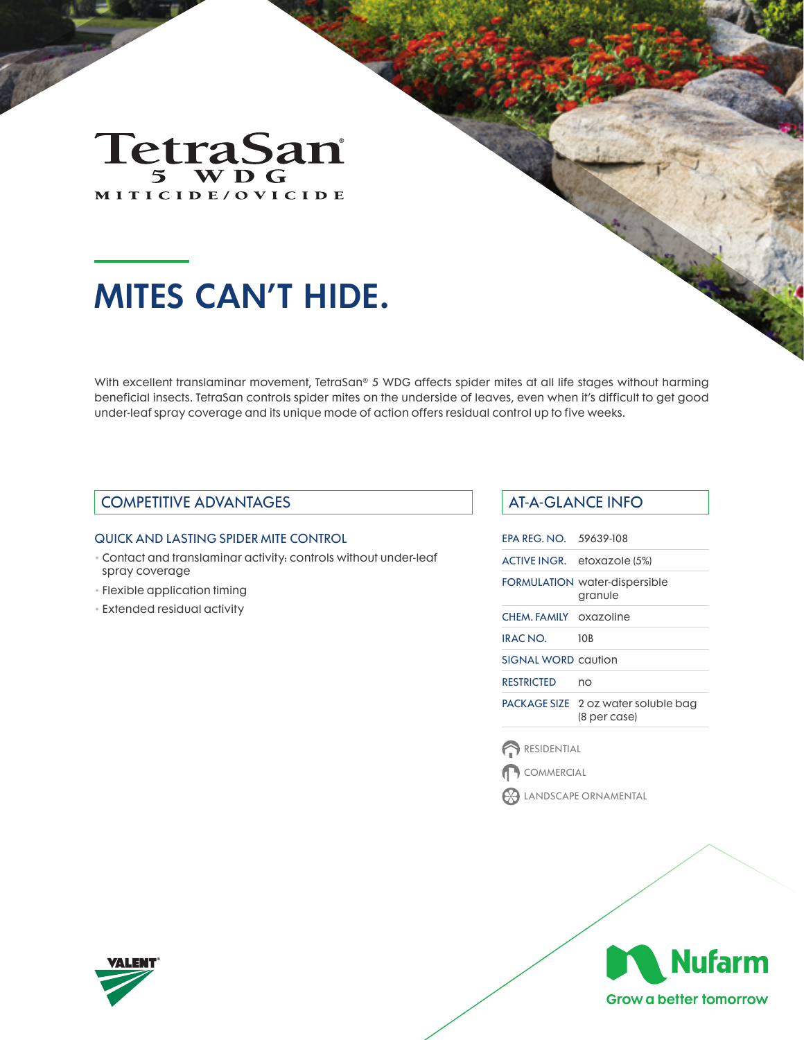# TetraSan® 5 WDG

MITICIDE/OVICIDE

## MITES CAN'T HIDE.

With excellent translaminar movement, TetraSan® 5 WDG affects spider mites at all life stages without harming beneficial insects. TetraSan controls spider mites on the underside of leaves, even when it's difficult to get good under-leaf spray coverage and its unique mode of action offers residual control up to five weeks.

### COMPETITIVE ADVANTAGES

#### QUICK AND LASTING SPIDER MITE CONTROL

- Contact and translaminar activity: controls without under-leaf spray coverage
- Flexible application timing
- Extended residual activity

### AT-A-GLANCE INFO

| | |
|---|---|
| EPA REG. NO. | 59639-108 |
| ACTIVE INGR. | etoxazole (5%) |
| FORMULATION | water-dispersible granule |
| CHEM. FAMILY | oxazoline |
| IRAC NO. | 10B |
| SIGNAL WORD | caution |
| RESTRICTED | no |
| PACKAGE SIZE | 2 oz water soluble bag (8 per case) |

- RESIDENTIAL
- COMMERCIAL
- LANDSCAPE ORNAMENTAL

VALENT®

Nufarm

Grow a better tomorrow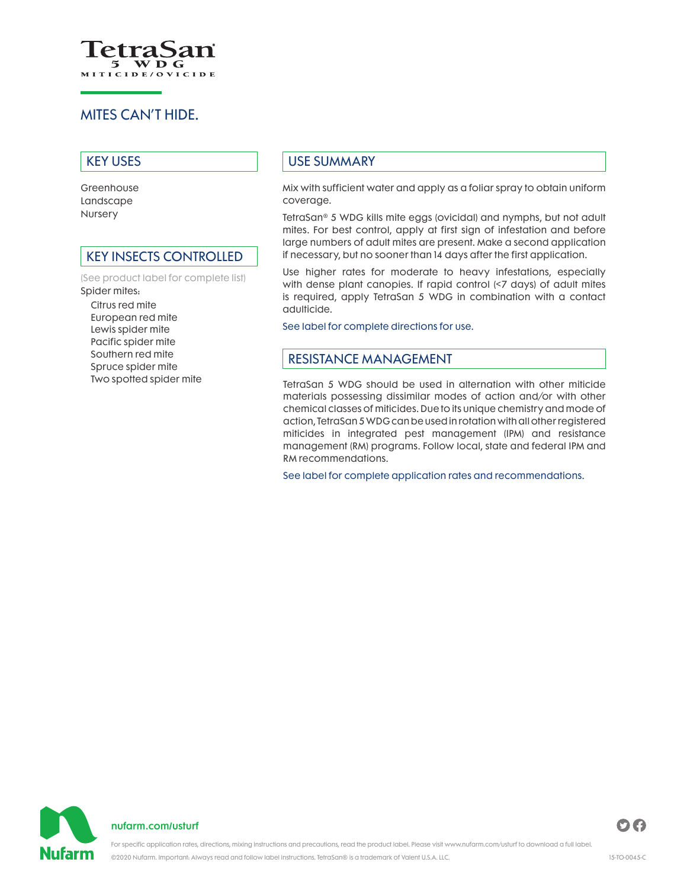# TetraSan 5 WDG

MITICIDE/OVICIDE

## MITES CAN'T HIDE.

### KEY USES

Greenhouse
Landscape
Nursery

### KEY INSECTS CONTROLLED

(See product label for complete list)

Spider mites:

- Citrus red mite
- European red mite
- Lewis spider mite
- Pacific spider mite
- Southern red mite
- Spruce spider mite
- Two spotted spider mite

### USE SUMMARY

Mix with sufficient water and apply as a foliar spray to obtain uniform coverage.

TetraSan® 5 WDG kills mite eggs (ovicidal) and nymphs, but not adult mites. For best control, apply at first sign of infestation and before large numbers of adult mites are present. Make a second application if necessary, but no sooner than 14 days after the first application.

Use higher rates for moderate to heavy infestations, especially with dense plant canopies. If rapid control (<7 days) of adult mites is required, apply TetraSan 5 WDG in combination with a contact adulticide.

See label for complete directions for use.

### RESISTANCE MANAGEMENT

TetraSan 5 WDG should be used in alternation with other miticide materials possessing dissimilar modes of action and/or with other chemical classes of miticides. Due to its unique chemistry and mode of action, TetraSan 5 WDG can be used in rotation with all other registered miticides in integrated pest management (IPM) and resistance management (RM) programs. Follow local, state and federal IPM and RM recommendations.

See label for complete application rates and recommendations.

Nufarm

nufarm.com/usturf

For specific application rates, directions, mixing instructions and precautions, read the product label. Please visit www.nufarm.com/usturf to download a full label.

©2020 Nufarm. Important: Always read and follow label instructions. TetraSan® is a trademark of Valent U.S.A. LLC.

15-TO-0045-C